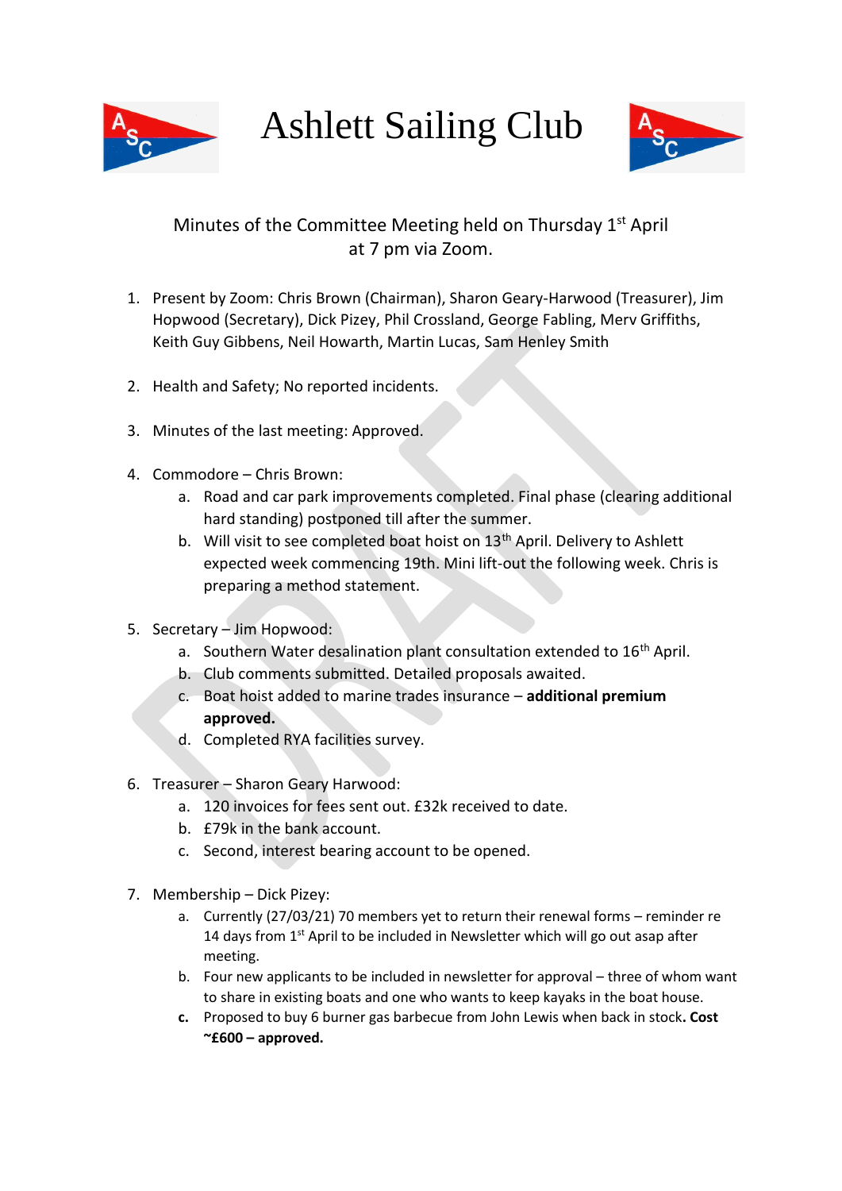# Ashlett Sailing Club

Minutes of the Committee Meeting held on Thursday 1st April at 7 pm via Zoom.

1. Present by Zoom: Chris Brown (Chairman), Sharon Geary-Harwood (Treasurer), Jim Hopwood (Secretary), Dick Pizey, Phil Crossland, George Fabling, Merv Griffiths, Keith Guy Gibbens, Neil Howarth, Martin Lucas, Sam Henley Smith

2. Health and Safety; No reported incidents.

3. Minutes of the last meeting: Approved.

4. Commodore – Chris Brown:
   a. Road and car park improvements completed. Final phase (clearing additional hard standing) postponed till after the summer.
   b. Will visit to see completed boat hoist on 13th April. Delivery to Ashlett expected week commencing 19th. Mini lift-out the following week. Chris is preparing a method statement.

5. Secretary – Jim Hopwood:
   a. Southern Water desalination plant consultation extended to 16th April.
   b. Club comments submitted. Detailed proposals awaited.
   c. Boat hoist added to marine trades insurance – **additional premium approved.**
   d. Completed RYA facilities survey.

6. Treasurer – Sharon Geary Harwood:
   a. 120 invoices for fees sent out. £32k received to date.
   b. £79k in the bank account.
   c. Second, interest bearing account to be opened.

7. Membership – Dick Pizey:
   a. Currently (27/03/21) 70 members yet to return their renewal forms – reminder re 14 days from 1st April to be included in Newsletter which will go out asap after meeting.
   b. Four new applicants to be included in newsletter for approval – three of whom want to share in existing boats and one who wants to keep kayaks in the boat house.
   c. Proposed to buy 6 burner gas barbecue from John Lewis when back in stock**. Cost ~£600 – approved.**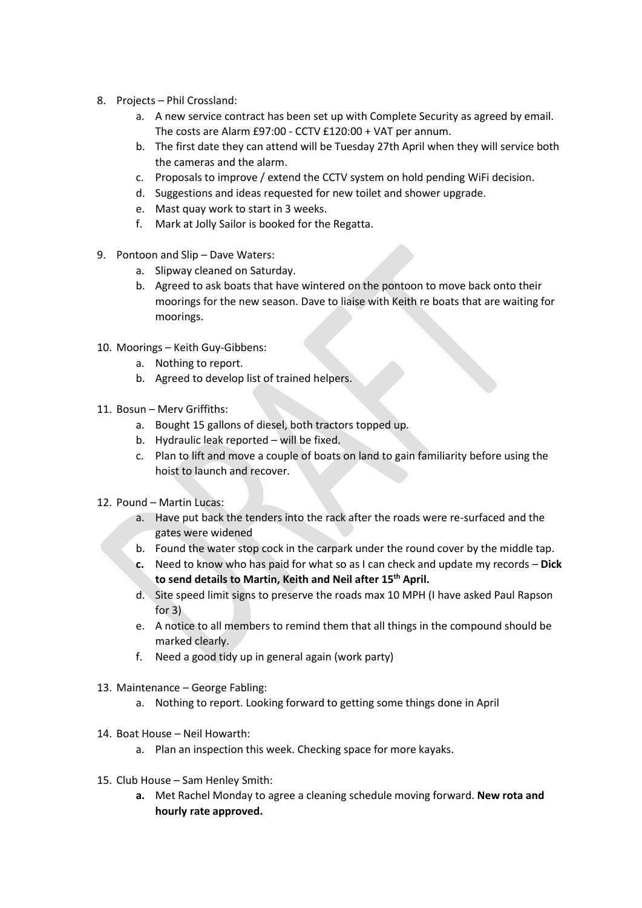8. Projects – Phil Crossland:
    a. A new service contract has been set up with Complete Security as agreed by email. The costs are Alarm £97:00 - CCTV £120:00 + VAT per annum.
    b. The first date they can attend will be Tuesday 27th April when they will service both the cameras and the alarm.
    c. Proposals to improve / extend the CCTV system on hold pending WiFi decision.
    d. Suggestions and ideas requested for new toilet and shower upgrade.
    e. Mast quay work to start in 3 weeks.
    f. Mark at Jolly Sailor is booked for the Regatta.

9. Pontoon and Slip – Dave Waters:
    a. Slipway cleaned on Saturday.
    b. Agreed to ask boats that have wintered on the pontoon to move back onto their moorings for the new season. Dave to liaise with Keith re boats that are waiting for moorings.

10. Moorings – Keith Guy-Gibbens:
    a. Nothing to report.
    b. Agreed to develop list of trained helpers.

11. Bosun – Merv Griffiths:
    a. Bought 15 gallons of diesel, both tractors topped up.
    b. Hydraulic leak reported – will be fixed.
    c. Plan to lift and move a couple of boats on land to gain familiarity before using the hoist to launch and recover.

12. Pound – Martin Lucas:
    a. Have put back the tenders into the rack after the roads were re-surfaced and the gates were widened
    b. Found the water stop cock in the carpark under the round cover by the middle tap.
    c. Need to know who has paid for what so as I can check and update my records – **Dick to send details to Martin, Keith and Neil after 15th April.**
    d. Site speed limit signs to preserve the roads max 10 MPH (I have asked Paul Rapson for 3)
    e. A notice to all members to remind them that all things in the compound should be marked clearly.
    f. Need a good tidy up in general again (work party)

13. Maintenance – George Fabling:
    a. Nothing to report. Looking forward to getting some things done in April

14. Boat House – Neil Howarth:
    a. Plan an inspection this week. Checking space for more kayaks.

15. Club House – Sam Henley Smith:
    a. Met Rachel Monday to agree a cleaning schedule moving forward. **New rota and hourly rate approved.**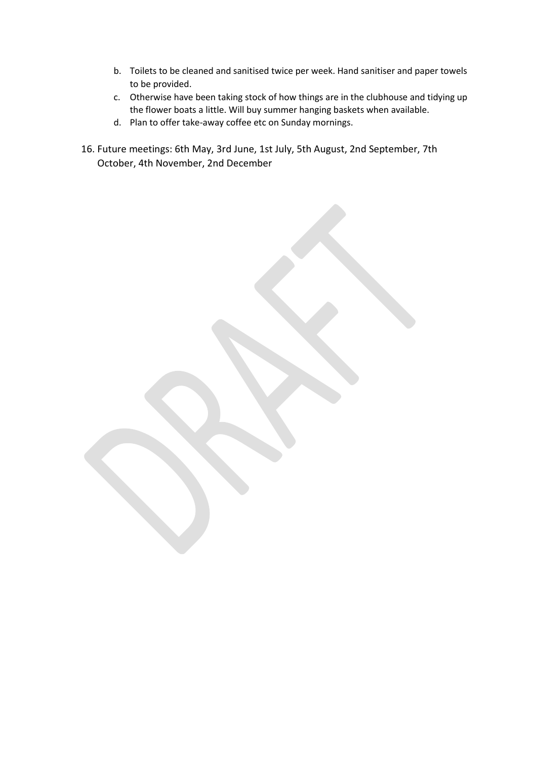b. Toilets to be cleaned and sanitised twice per week. Hand sanitiser and paper towels to be provided.
   c. Otherwise have been taking stock of how things are in the clubhouse and tidying up the flower boats a little. Will buy summer hanging baskets when available.
   d. Plan to offer take-away coffee etc on Sunday mornings.

16. Future meetings: 6th May, 3rd June, 1st July, 5th August, 2nd September, 7th October, 4th November, 2nd December

DRAFT